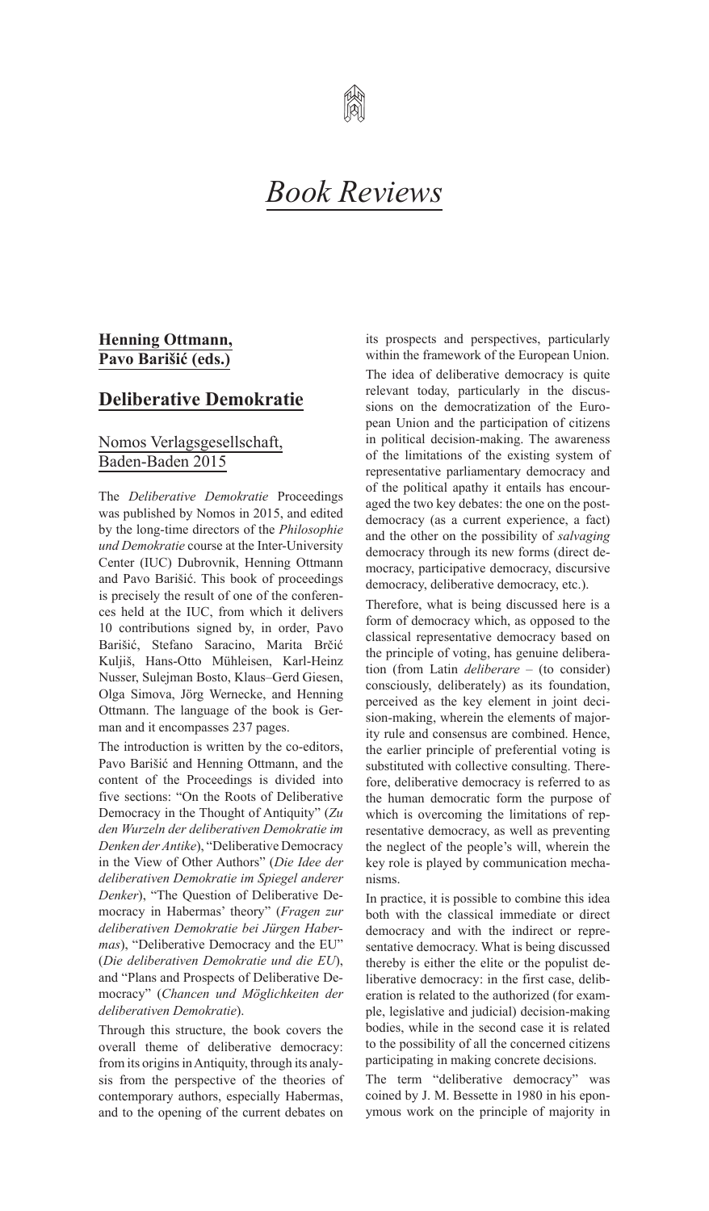# *Book Reviews*

**Henning Ottmann, Pavo Barišić (eds.)**

## Deliberative Demokratie

### Nomos Verlagsgesellschaft, Baden-Baden 2015

The *Deliberative Demokratie* Proceedings was published by Nomos in 2015, and edited by the long-time directors of the *Philosophie und Demokratie* course at the Inter-University Center (IUC) Dubrovnik, Henning Ottmann and Pavo Barišić. This book of proceedings is precisely the result of one of the conferences held at the IUC, from which it delivers 10 contributions signed by, in order, Pavo Barišić, Stefano Saracino, Marita Brčić Kuljiš, Hans-Otto Mühleisen, Karl-Heinz Nusser, Sulejman Bosto, Klaus–Gerd Giesen, Olga Simova, Jörg Wernecke, and Henning Ottmann. The language of the book is German and it encompasses 237 pages.

The introduction is written by the co-editors, Pavo Barišić and Henning Ottmann, and the content of the Proceedings is divided into five sections: "On the Roots of Deliberative Democracy in the Thought of Antiquity" (*Zu den Wurzeln der deliberativen Demokratie im Denken der Antike*), "Deliberative Democracy in the View of Other Authors" (*Die Idee der deliberativen Demokratie im Spiegel anderer Denker*), "The Question of Deliberative Democracy in Habermas' theory" (*Fragen zur deliberativen Demokratie bei Jürgen Habermas*), "Deliberative Democracy and the EU" (*Die deliberativen Demokratie und die EU*), and "Plans and Prospects of Deliberative Democracy" (*Chancen und Möglichkeiten der deliberativen Demokratie*).

Through this structure, the book covers the overall theme of deliberative democracy: from its origins in Antiquity, through its analysis from the perspective of the theories of contemporary authors, especially Habermas, and to the opening of the current debates on its prospects and perspectives, particularly within the framework of the European Union.

The idea of deliberative democracy is quite relevant today, particularly in the discussions on the democratization of the European Union and the participation of citizens in political decision-making. The awareness of the limitations of the existing system of representative parliamentary democracy and of the political apathy it entails has encouraged the two key debates: the one on the post-democracy (as a current experience, a fact) and the other on the possibility of *salvaging* democracy through its new forms (direct democracy, participative democracy, discursive democracy, deliberative democracy, etc.).

Therefore, what is being discussed here is a form of democracy which, as opposed to the classical representative democracy based on the principle of voting, has genuine deliberation (from Latin *deliberare* – (to consider) consciously, deliberately) as its foundation, perceived as the key element in joint decision-making, wherein the elements of majority rule and consensus are combined. Hence, the earlier principle of preferential voting is substituted with collective consulting. Therefore, deliberative democracy is referred to as the human democratic form the purpose of which is overcoming the limitations of representative democracy, as well as preventing the neglect of the people's will, wherein the key role is played by communication mechanisms.

In practice, it is possible to combine this idea both with the classical immediate or direct democracy and with the indirect or representative democracy. What is being discussed thereby is either the elite or the populist deliberative democracy: in the first case, deliberation is related to the authorized (for example, legislative and judicial) decision-making bodies, while in the second case it is related to the possibility of all the concerned citizens participating in making concrete decisions.

The term "deliberative democracy" was coined by J. M. Bessette in 1980 in his eponymous work on the principle of majority in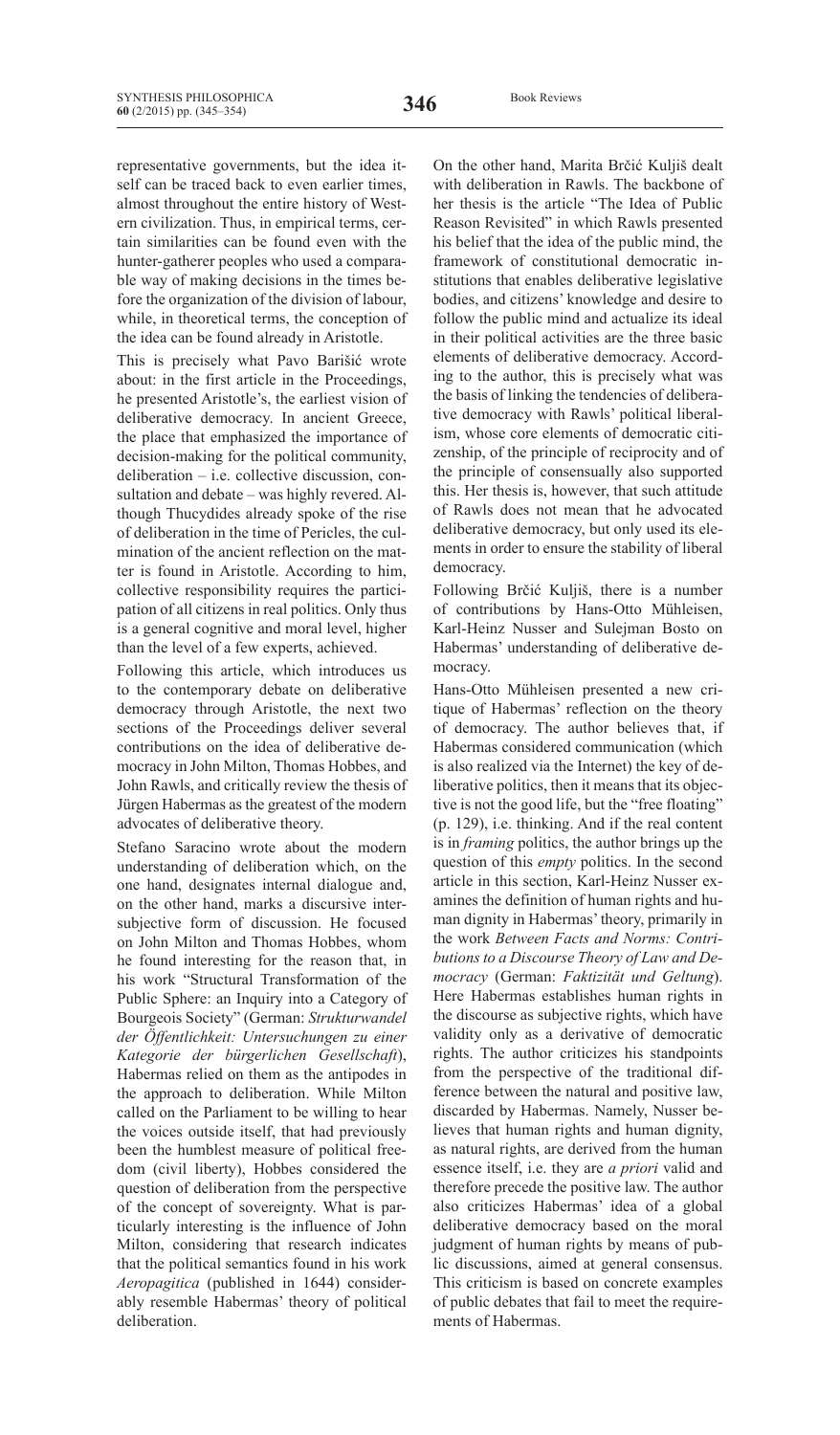representative governments, but the idea itself can be traced back to even earlier times, almost throughout the entire history of Western civilization. Thus, in empirical terms, certain similarities can be found even with the hunter-gatherer peoples who used a comparable way of making decisions in the times before the organization of the division of labour, while, in theoretical terms, the conception of the idea can be found already in Aristotle.

This is precisely what Pavo Barišić wrote about: in the first article in the Proceedings, he presented Aristotle's, the earliest vision of deliberative democracy. In ancient Greece, the place that emphasized the importance of decision-making for the political community, deliberation – i.e. collective discussion, consultation and debate – was highly revered. Although Thucydides already spoke of the rise of deliberation in the time of Pericles, the culmination of the ancient reflection on the matter is found in Aristotle. According to him, collective responsibility requires the participation of all citizens in real politics. Only thus is a general cognitive and moral level, higher than the level of a few experts, achieved.

Following this article, which introduces us to the contemporary debate on deliberative democracy through Aristotle, the next two sections of the Proceedings deliver several contributions on the idea of deliberative democracy in John Milton, Thomas Hobbes, and John Rawls, and critically review the thesis of Jürgen Habermas as the greatest of the modern advocates of deliberative theory.

Stefano Saracino wrote about the modern understanding of deliberation which, on the one hand, designates internal dialogue and, on the other hand, marks a discursive intersubjective form of discussion. He focused on John Milton and Thomas Hobbes, whom he found interesting for the reason that, in his work "Structural Transformation of the Public Sphere: an Inquiry into a Category of Bourgeois Society" (German: *Strukturwandel der Öffentlichkeit: Untersuchungen zu einer Kategorie der bürgerlichen Gesellschaft*), Habermas relied on them as the antipodes in the approach to deliberation. While Milton called on the Parliament to be willing to hear the voices outside itself, that had previously been the humblest measure of political freedom (civil liberty), Hobbes considered the question of deliberation from the perspective of the concept of sovereignty. What is particularly interesting is the influence of John Milton, considering that research indicates that the political semantics found in his work *Aeropagitica* (published in 1644) considerably resemble Habermas' theory of political deliberation.

On the other hand, Marita Brčić Kuljiš dealt with deliberation in Rawls. The backbone of her thesis is the article "The Idea of Public Reason Revisited" in which Rawls presented his belief that the idea of the public mind, the framework of constitutional democratic institutions that enables deliberative legislative bodies, and citizens' knowledge and desire to follow the public mind and actualize its ideal in their political activities are the three basic elements of deliberative democracy. According to the author, this is precisely what was the basis of linking the tendencies of deliberative democracy with Rawls' political liberalism, whose core elements of democratic citizenship, of the principle of reciprocity and of the principle of consensually also supported this. Her thesis is, however, that such attitude of Rawls does not mean that he advocated deliberative democracy, but only used its elements in order to ensure the stability of liberal democracy.

Following Brčić Kuljiš, there is a number of contributions by Hans-Otto Mühleisen, Karl-Heinz Nusser and Sulejman Bosto on Habermas' understanding of deliberative democracy.

Hans-Otto Mühleisen presented a new critique of Habermas' reflection on the theory of democracy. The author believes that, if Habermas considered communication (which is also realized via the Internet) the key of deliberative politics, then it means that its objective is not the good life, but the "free floating" (p. 129), i.e. thinking. And if the real content is in *framing* politics, the author brings up the question of this *empty* politics. In the second article in this section, Karl-Heinz Nusser examines the definition of human rights and human dignity in Habermas' theory, primarily in the work *Between Facts and Norms: Contributions to a Discourse Theory of Law and Democracy* (German: *Faktizität und Geltung*). Here Habermas establishes human rights in the discourse as subjective rights, which have validity only as a derivative of democratic rights. The author criticizes his standpoints from the perspective of the traditional difference between the natural and positive law, discarded by Habermas. Namely, Nusser believes that human rights and human dignity, as natural rights, are derived from the human essence itself, i.e. they are *a priori* valid and therefore precede the positive law. The author also criticizes Habermas' idea of a global deliberative democracy based on the moral judgment of human rights by means of public discussions, aimed at general consensus. This criticism is based on concrete examples of public debates that fail to meet the requirements of Habermas.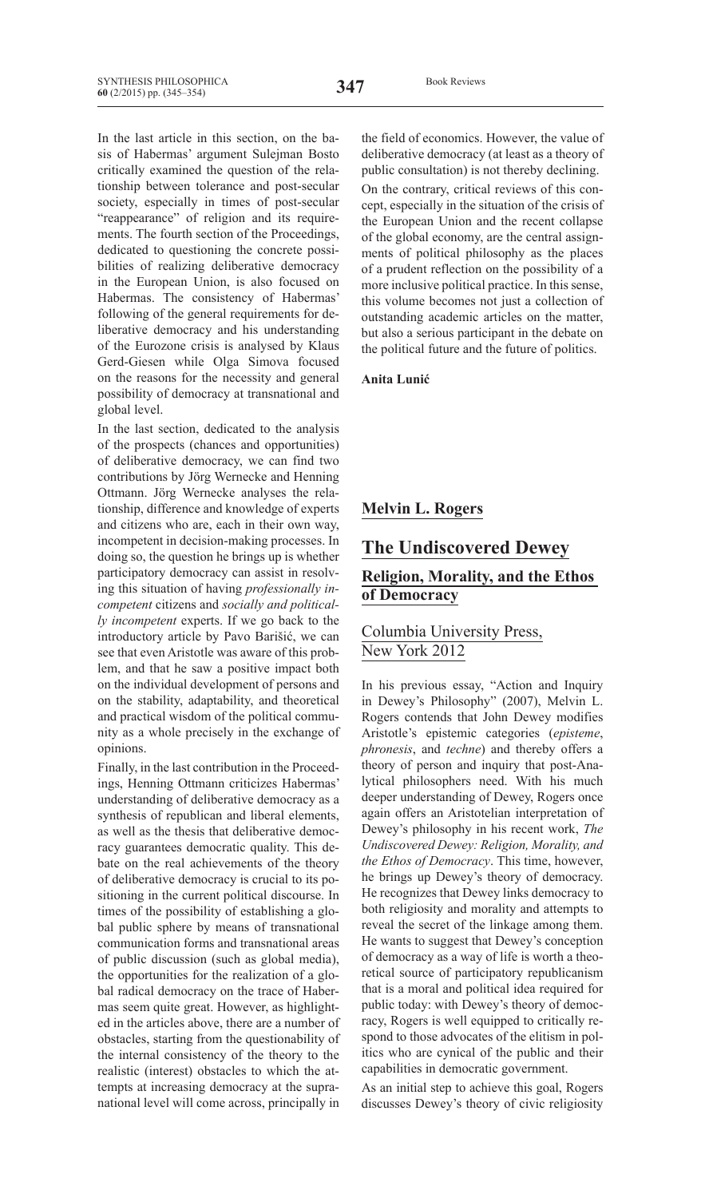In the last article in this section, on the basis of Habermas' argument Sulejman Bosto critically examined the question of the relationship between tolerance and post-secular society, especially in times of post-secular "reappearance" of religion and its requirements. The fourth section of the Proceedings, dedicated to questioning the concrete possibilities of realizing deliberative democracy in the European Union, is also focused on Habermas. The consistency of Habermas' following of the general requirements for deliberative democracy and his understanding of the Eurozone crisis is analysed by Klaus Gerd-Giesen while Olga Simova focused on the reasons for the necessity and general possibility of democracy at transnational and global level.

In the last section, dedicated to the analysis of the prospects (chances and opportunities) of deliberative democracy, we can find two contributions by Jörg Wernecke and Henning Ottmann. Jörg Wernecke analyses the relationship, difference and knowledge of experts and citizens who are, each in their own way, incompetent in decision-making processes. In doing so, the question he brings up is whether participatory democracy can assist in resolving this situation of having *professionally incompetent* citizens and *socially and politically incompetent* experts. If we go back to the introductory article by Pavo Barišić, we can see that even Aristotle was aware of this problem, and that he saw a positive impact both on the individual development of persons and on the stability, adaptability, and theoretical and practical wisdom of the political community as a whole precisely in the exchange of opinions.

Finally, in the last contribution in the Proceedings, Henning Ottmann criticizes Habermas' understanding of deliberative democracy as a synthesis of republican and liberal elements, as well as the thesis that deliberative democracy guarantees democratic quality. This debate on the real achievements of the theory of deliberative democracy is crucial to its positioning in the current political discourse. In times of the possibility of establishing a global public sphere by means of transnational communication forms and transnational areas of public discussion (such as global media), the opportunities for the realization of a global radical democracy on the trace of Habermas seem quite great. However, as highlighted in the articles above, there are a number of obstacles, starting from the questionability of the internal consistency of the theory to the realistic (interest) obstacles to which the attempts at increasing democracy at the supranational level will come across, principally in the field of economics. However, the value of deliberative democracy (at least as a theory of public consultation) is not thereby declining.

On the contrary, critical reviews of this concept, especially in the situation of the crisis of the European Union and the recent collapse of the global economy, are the central assignments of political philosophy as the places of a prudent reflection on the possibility of a more inclusive political practice. In this sense, this volume becomes not just a collection of outstanding academic articles on the matter, but also a serious participant in the debate on the political future and the future of politics.

**Anita Lunić**

## Melvin L. Rogers

# The Undiscovered Dewey

## Religion, Morality, and the Ethos of Democracy

### Columbia University Press, New York 2012

In his previous essay, "Action and Inquiry in Dewey's Philosophy" (2007), Melvin L. Rogers contends that John Dewey modifies Aristotle's epistemic categories (*episteme*, *phronesis*, and *techne*) and thereby offers a theory of person and inquiry that post-Analytical philosophers need. With his much deeper understanding of Dewey, Rogers once again offers an Aristotelian interpretation of Dewey's philosophy in his recent work, *The Undiscovered Dewey: Religion, Morality, and the Ethos of Democracy*. This time, however, he brings up Dewey's theory of democracy. He recognizes that Dewey links democracy to both religiosity and morality and attempts to reveal the secret of the linkage among them. He wants to suggest that Dewey's conception of democracy as a way of life is worth a theoretical source of participatory republicanism that is a moral and political idea required for public today: with Dewey's theory of democracy, Rogers is well equipped to critically respond to those advocates of the elitism in politics who are cynical of the public and their capabilities in democratic government.

As an initial step to achieve this goal, Rogers discusses Dewey's theory of civic religiosity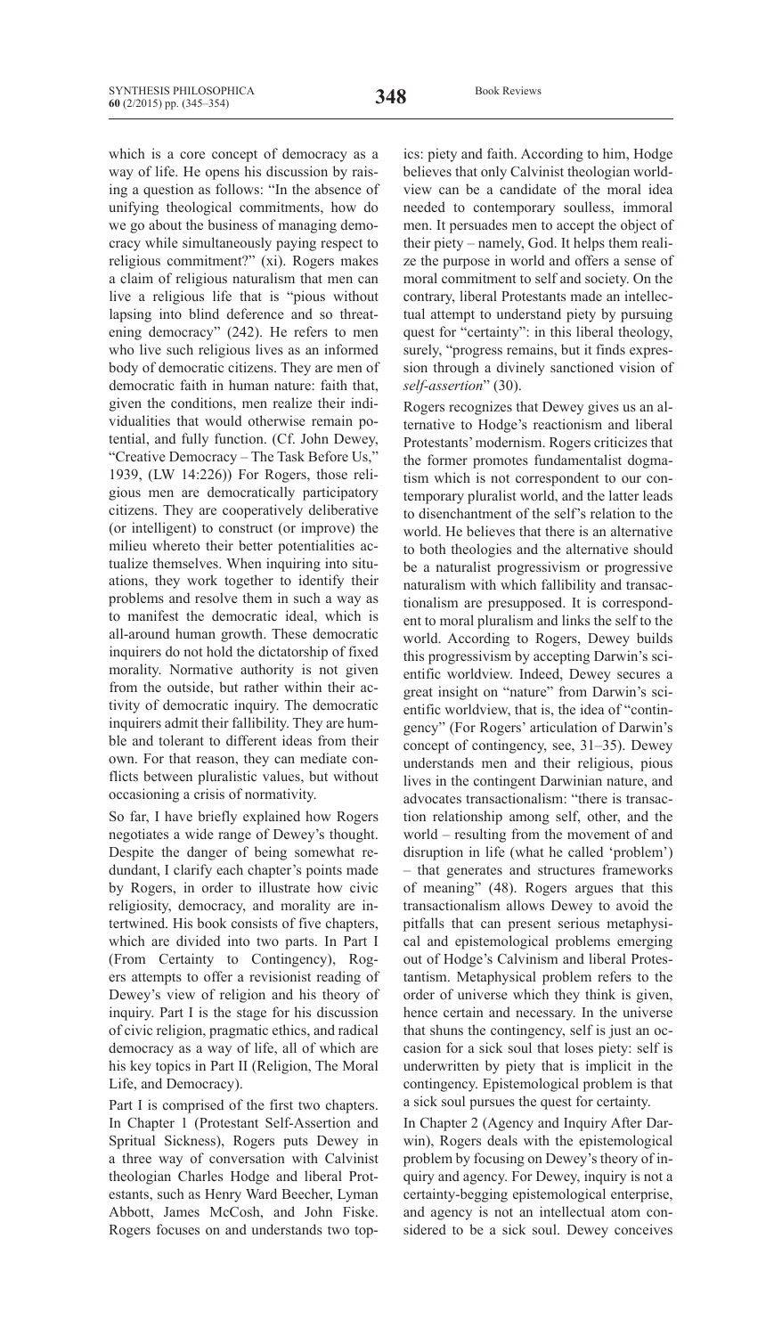which is a core concept of democracy as a way of life. He opens his discussion by raising a question as follows: "In the absence of unifying theological commitments, how do we go about the business of managing democracy while simultaneously paying respect to religious commitment?" (xi). Rogers makes a claim of religious naturalism that men can live a religious life that is "pious without lapsing into blind deference and so threatening democracy" (242). He refers to men who live such religious lives as an informed body of democratic citizens. They are men of democratic faith in human nature: faith that, given the conditions, men realize their individualities that would otherwise remain potential, and fully function. (Cf. John Dewey, "Creative Democracy – The Task Before Us," 1939, (LW 14:226)) For Rogers, those religious men are democratically participatory citizens. They are cooperatively deliberative (or intelligent) to construct (or improve) the milieu whereto their better potentialities actualize themselves. When inquiring into situations, they work together to identify their problems and resolve them in such a way as to manifest the democratic ideal, which is all-around human growth. These democratic inquirers do not hold the dictatorship of fixed morality. Normative authority is not given from the outside, but rather within their activity of democratic inquiry. The democratic inquirers admit their fallibility. They are humble and tolerant to different ideas from their own. For that reason, they can mediate conflicts between pluralistic values, but without occasioning a crisis of normativity.

So far, I have briefly explained how Rogers negotiates a wide range of Dewey's thought. Despite the danger of being somewhat redundant, I clarify each chapter's points made by Rogers, in order to illustrate how civic religiosity, democracy, and morality are intertwined. His book consists of five chapters, which are divided into two parts. In Part I (From Certainty to Contingency), Rogers attempts to offer a revisionist reading of Dewey's view of religion and his theory of inquiry. Part I is the stage for his discussion of civic religion, pragmatic ethics, and radical democracy as a way of life, all of which are his key topics in Part II (Religion, The Moral Life, and Democracy).

Part I is comprised of the first two chapters. In Chapter 1 (Protestant Self-Assertion and Spritual Sickness), Rogers puts Dewey in a three way of conversation with Calvinist theologian Charles Hodge and liberal Protestants, such as Henry Ward Beecher, Lyman Abbott, James McCosh, and John Fiske. Rogers focuses on and understands two topics: piety and faith. According to him, Hodge believes that only Calvinist theologian worldview can be a candidate of the moral idea needed to contemporary soulless, immoral men. It persuades men to accept the object of their piety – namely, God. It helps them realize the purpose in world and offers a sense of moral commitment to self and society. On the contrary, liberal Protestants made an intellectual attempt to understand piety by pursuing quest for "certainty": in this liberal theology, surely, "progress remains, but it finds expression through a divinely sanctioned vision of *self-assertion*" (30).

Rogers recognizes that Dewey gives us an alternative to Hodge's reactionism and liberal Protestants' modernism. Rogers criticizes that the former promotes fundamentalist dogmatism which is not correspondent to our contemporary pluralist world, and the latter leads to disenchantment of the self's relation to the world. He believes that there is an alternative to both theologies and the alternative should be a naturalist progressivism or progressive naturalism with which fallibility and transactionalism are presupposed. It is correspondent to moral pluralism and links the self to the world. According to Rogers, Dewey builds this progressivism by accepting Darwin's scientific worldview. Indeed, Dewey secures a great insight on "nature" from Darwin's scientific worldview, that is, the idea of "contingency" (For Rogers' articulation of Darwin's concept of contingency, see, 31–35). Dewey understands men and their religious, pious lives in the contingent Darwinian nature, and advocates transactionalism: "there is transaction relationship among self, other, and the world – resulting from the movement of and disruption in life (what he called 'problem') – that generates and structures frameworks of meaning" (48). Rogers argues that this transactionalism allows Dewey to avoid the pitfalls that can present serious metaphysical and epistemological problems emerging out of Hodge's Calvinism and liberal Protestantism. Metaphysical problem refers to the order of universe which they think is given, hence certain and necessary. In the universe that shuns the contingency, self is just an occasion for a sick soul that loses piety: self is underwritten by piety that is implicit in the contingency. Epistemological problem is that a sick soul pursues the quest for certainty.

In Chapter 2 (Agency and Inquiry After Darwin), Rogers deals with the epistemological problem by focusing on Dewey's theory of inquiry and agency. For Dewey, inquiry is not a certainty-begging epistemological enterprise, and agency is not an intellectual atom considered to be a sick soul. Dewey conceives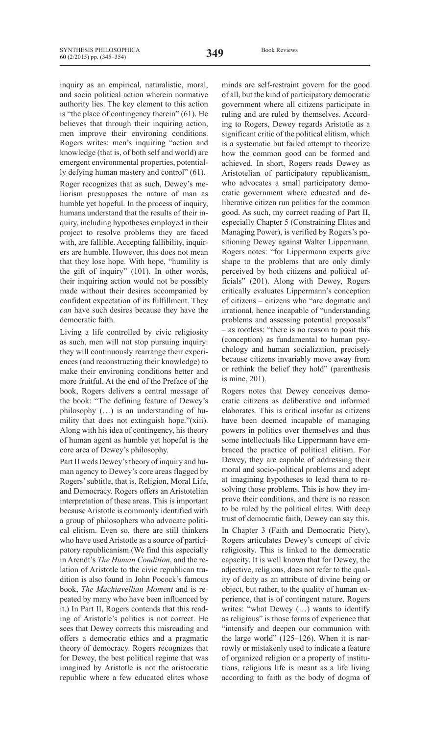inquiry as an empirical, naturalistic, moral, and socio political action wherein normative authority lies. The key element to this action is "the place of contingency therein" (61). He believes that through their inquiring action, men improve their environing conditions. Rogers writes: men's inquiring "action and knowledge (that is, of both self and world) are emergent environmental properties, potentially defying human mastery and control" (61).

Roger recognizes that as such, Dewey's meliorism presupposes the nature of man as humble yet hopeful. In the process of inquiry, humans understand that the results of their inquiry, including hypotheses employed in their project to resolve problems they are faced with, are fallible. Accepting fallibility, inquirers are humble. However, this does not mean that they lose hope. With hope, "humility is the gift of inquiry" (101). In other words, their inquiring action would not be possibly made without their desires accompanied by confident expectation of its fulfillment. They *can* have such desires because they have the democratic faith.

Living a life controlled by civic religiosity as such, men will not stop pursuing inquiry: they will continuously rearrange their experiences (and reconstructing their knowledge) to make their environing conditions better and more fruitful. At the end of the Preface of the book, Rogers delivers a central message of the book: "The defining feature of Dewey's philosophy (…) is an understanding of humility that does not extinguish hope."(xiii). Along with his idea of contingency, his theory of human agent as humble yet hopeful is the core area of Dewey's philosophy.

Part II weds Dewey's theory of inquiry and human agency to Dewey's core areas flagged by Rogers' subtitle, that is, Religion, Moral Life, and Democracy. Rogers offers an Aristotelian interpretation of these areas. This is important because Aristotle is commonly identified with a group of philosophers who advocate political elitism. Even so, there are still thinkers who have used Aristotle as a source of participatory republicanism.(We find this especially in Arendt's *The Human Condition*, and the relation of Aristotle to the civic republican tradition is also found in John Pocock's famous book, *The Machiavellian Moment* and is repeated by many who have been influenced by it.) In Part II, Rogers contends that this reading of Aristotle's politics is not correct. He sees that Dewey corrects this misreading and offers a democratic ethics and a pragmatic theory of democracy. Rogers recognizes that for Dewey, the best political regime that was imagined by Aristotle is not the aristocratic republic where a few educated elites whose minds are self-restraint govern for the good of all, but the kind of participatory democratic government where all citizens participate in ruling and are ruled by themselves. According to Rogers, Dewey regards Aristotle as a significant critic of the political elitism, which is a systematic but failed attempt to theorize how the common good can be formed and achieved. In short, Rogers reads Dewey as Aristotelian of participatory republicanism, who advocates a small participatory democratic government where educated and deliberative citizen run politics for the common good. As such, my correct reading of Part II, especially Chapter 5 (Constraining Elites and Managing Power), is verified by Rogers's positioning Dewey against Walter Lippermann. Rogers notes: "for Lippermann experts give shape to the problems that are only dimly perceived by both citizens and political officials" (201). Along with Dewey, Rogers critically evaluates Lippermann's conception of citizens – citizens who "are dogmatic and irrational, hence incapable of "understanding problems and assessing potential proposals" – as rootless: "there is no reason to posit this (conception) as fundamental to human psychology and human socialization, precisely because citizens invariably move away from or rethink the belief they hold" (parenthesis is mine, 201).

Rogers notes that Dewey conceives democratic citizens as deliberative and informed elaborates. This is critical insofar as citizens have been deemed incapable of managing powers in politics over themselves and thus some intellectuals like Lippermann have embraced the practice of political elitism. For Dewey, they are capable of addressing their moral and socio-political problems and adept at imagining hypotheses to lead them to resolving those problems. This is how they improve their conditions, and there is no reason to be ruled by the political elites. With deep trust of democratic faith, Dewey can say this.

In Chapter 3 (Faith and Democratic Piety), Rogers articulates Dewey's concept of civic religiosity. This is linked to the democratic capacity. It is well known that for Dewey, the adjective, religious, does not refer to the quality of deity as an attribute of divine being or object, but rather, to the quality of human experience, that is of contingent nature. Rogers writes: "what Dewey (…) wants to identify as religious" is those forms of experience that "intensify and deepen our communion with the large world" (125–126). When it is narrowly or mistakenly used to indicate a feature of organized religion or a property of institutions, religious life is meant as a life living according to faith as the body of dogma of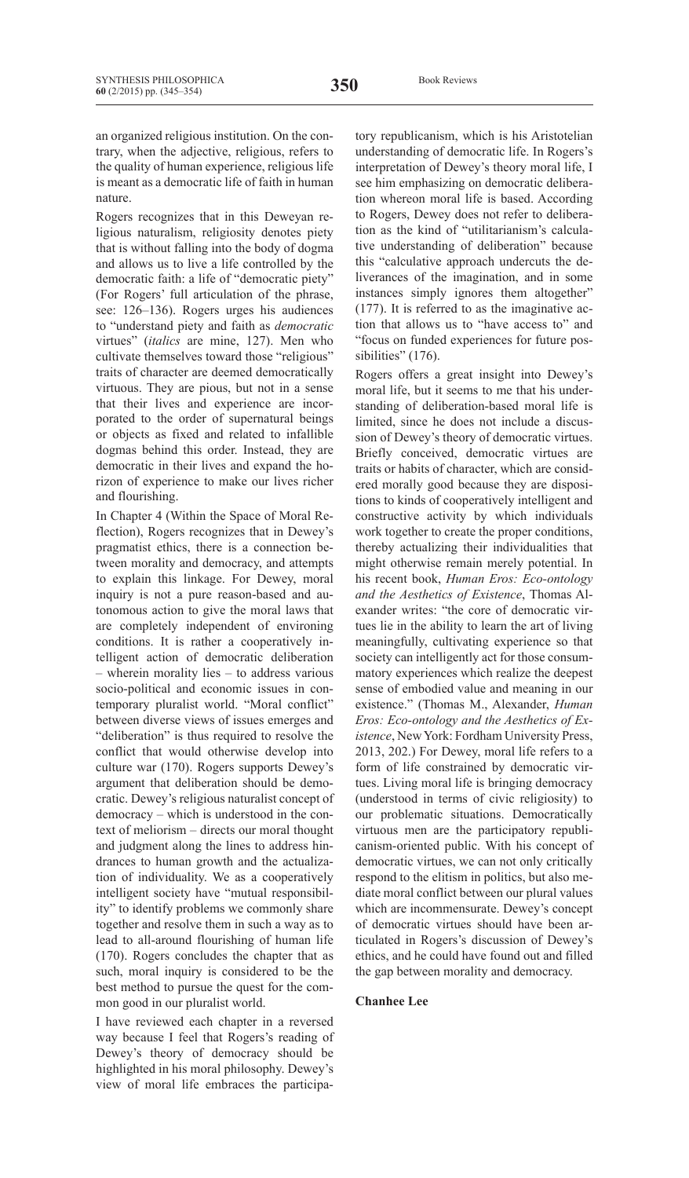an organized religious institution. On the contrary, when the adjective, religious, refers to the quality of human experience, religious life is meant as a democratic life of faith in human nature.

Rogers recognizes that in this Deweyan religious naturalism, religiosity denotes piety that is without falling into the body of dogma and allows us to live a life controlled by the democratic faith: a life of "democratic piety" (For Rogers' full articulation of the phrase, see: 126–136). Rogers urges his audiences to "understand piety and faith as *democratic* virtues" (*italics* are mine, 127). Men who cultivate themselves toward those "religious" traits of character are deemed democratically virtuous. They are pious, but not in a sense that their lives and experience are incorporated to the order of supernatural beings or objects as fixed and related to infallible dogmas behind this order. Instead, they are democratic in their lives and expand the horizon of experience to make our lives richer and flourishing.

In Chapter 4 (Within the Space of Moral Reflection), Rogers recognizes that in Dewey's pragmatist ethics, there is a connection between morality and democracy, and attempts to explain this linkage. For Dewey, moral inquiry is not a pure reason-based and autonomous action to give the moral laws that are completely independent of environing conditions. It is rather a cooperatively intelligent action of democratic deliberation – wherein morality lies – to address various socio-political and economic issues in contemporary pluralist world. "Moral conflict" between diverse views of issues emerges and "deliberation" is thus required to resolve the conflict that would otherwise develop into culture war (170). Rogers supports Dewey's argument that deliberation should be democratic. Dewey's religious naturalist concept of democracy – which is understood in the context of meliorism – directs our moral thought and judgment along the lines to address hindrances to human growth and the actualization of individuality. We as a cooperatively intelligent society have "mutual responsibility" to identify problems we commonly share together and resolve them in such a way as to lead to all-around flourishing of human life (170). Rogers concludes the chapter that as such, moral inquiry is considered to be the best method to pursue the quest for the common good in our pluralist world.

I have reviewed each chapter in a reversed way because I feel that Rogers's reading of Dewey's theory of democracy should be highlighted in his moral philosophy. Dewey's view of moral life embraces the participatory republicanism, which is his Aristotelian understanding of democratic life. In Rogers's interpretation of Dewey's theory moral life, I see him emphasizing on democratic deliberation whereon moral life is based. According to Rogers, Dewey does not refer to deliberation as the kind of "utilitarianism's calculative understanding of deliberation" because this "calculative approach undercuts the deliverances of the imagination, and in some instances simply ignores them altogether" (177). It is referred to as the imaginative action that allows us to "have access to" and "focus on funded experiences for future possibilities" (176).

Rogers offers a great insight into Dewey's moral life, but it seems to me that his understanding of deliberation-based moral life is limited, since he does not include a discussion of Dewey's theory of democratic virtues. Briefly conceived, democratic virtues are traits or habits of character, which are considered morally good because they are dispositions to kinds of cooperatively intelligent and constructive activity by which individuals work together to create the proper conditions, thereby actualizing their individualities that might otherwise remain merely potential. In his recent book, *Human Eros: Eco-ontology and the Aesthetics of Existence*, Thomas Alexander writes: "the core of democratic virtues lie in the ability to learn the art of living meaningfully, cultivating experience so that society can intelligently act for those consummatory experiences which realize the deepest sense of embodied value and meaning in our existence." (Thomas M., Alexander, *Human Eros: Eco-ontology and the Aesthetics of Existence*, New York: Fordham University Press, 2013, 202.) For Dewey, moral life refers to a form of life constrained by democratic virtues. Living moral life is bringing democracy (understood in terms of civic religiosity) to our problematic situations. Democratically virtuous men are the participatory republicanism-oriented public. With his concept of democratic virtues, we can not only critically respond to the elitism in politics, but also mediate moral conflict between our plural values which are incommensurate. Dewey's concept of democratic virtues should have been articulated in Rogers's discussion of Dewey's ethics, and he could have found out and filled the gap between morality and democracy.

**Chanhee Lee**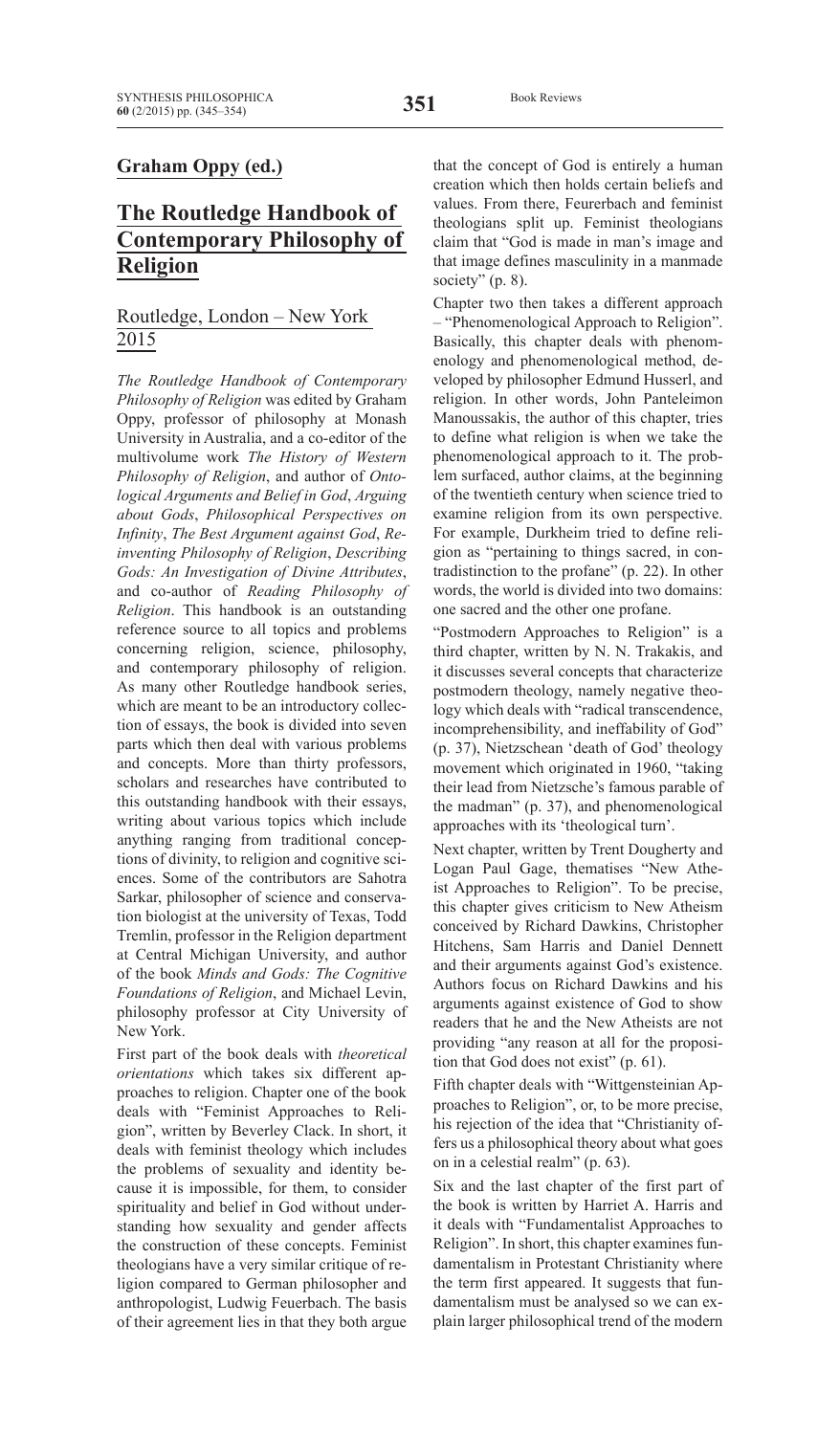**Graham Oppy (ed.)**

## The Routledge Handbook of Contemporary Philosophy of Religion

Routledge, London – New York 2015

*The Routledge Handbook of Contemporary Philosophy of Religion* was edited by Graham Oppy, professor of philosophy at Monash University in Australia, and a co-editor of the multivolume work *The History of Western Philosophy of Religion*, and author of *Ontological Arguments and Belief in God*, *Arguing about Gods*, *Philosophical Perspectives on Infinity*, *The Best Argument against God*, *Reinventing Philosophy of Religion*, *Describing Gods: An Investigation of Divine Attributes*, and co-author of *Reading Philosophy of Religion*. This handbook is an outstanding reference source to all topics and problems concerning religion, science, philosophy, and contemporary philosophy of religion. As many other Routledge handbook series, which are meant to be an introductory collection of essays, the book is divided into seven parts which then deal with various problems and concepts. More than thirty professors, scholars and researches have contributed to this outstanding handbook with their essays, writing about various topics which include anything ranging from traditional conceptions of divinity, to religion and cognitive sciences. Some of the contributors are Sahotra Sarkar, philosopher of science and conservation biologist at the university of Texas, Todd Tremlin, professor in the Religion department at Central Michigan University, and author of the book *Minds and Gods: The Cognitive Foundations of Religion*, and Michael Levin, philosophy professor at City University of New York.

First part of the book deals with *theoretical orientations* which takes six different approaches to religion. Chapter one of the book deals with "Feminist Approaches to Religion", written by Beverley Clack. In short, it deals with feminist theology which includes the problems of sexuality and identity because it is impossible, for them, to consider spirituality and belief in God without understanding how sexuality and gender affects the construction of these concepts. Feminist theologians have a very similar critique of religion compared to German philosopher and anthropologist, Ludwig Feuerbach. The basis of their agreement lies in that they both argue that the concept of God is entirely a human creation which then holds certain beliefs and values. From there, Feurerbach and feminist theologians split up. Feminist theologians claim that "God is made in man's image and that image defines masculinity in a manmade society" (p. 8).

Chapter two then takes a different approach – "Phenomenological Approach to Religion". Basically, this chapter deals with phenomenology and phenomenological method, developed by philosopher Edmund Husserl, and religion. In other words, John Panteleimon Manoussakis, the author of this chapter, tries to define what religion is when we take the phenomenological approach to it. The problem surfaced, author claims, at the beginning of the twentieth century when science tried to examine religion from its own perspective. For example, Durkheim tried to define religion as "pertaining to things sacred, in contradistinction to the profane" (p. 22). In other words, the world is divided into two domains: one sacred and the other one profane.

"Postmodern Approaches to Religion" is a third chapter, written by N. N. Trakakis, and it discusses several concepts that characterize postmodern theology, namely negative theology which deals with "radical transcendence, incomprehensibility, and ineffability of God" (p. 37), Nietzschean 'death of God' theology movement which originated in 1960, "taking their lead from Nietzsche's famous parable of the madman" (p. 37), and phenomenological approaches with its 'theological turn'.

Next chapter, written by Trent Dougherty and Logan Paul Gage, thematises "New Atheist Approaches to Religion". To be precise, this chapter gives criticism to New Atheism conceived by Richard Dawkins, Christopher Hitchens, Sam Harris and Daniel Dennett and their arguments against God's existence. Authors focus on Richard Dawkins and his arguments against existence of God to show readers that he and the New Atheists are not providing "any reason at all for the proposition that God does not exist" (p. 61).

Fifth chapter deals with "Wittgensteinian Approaches to Religion", or, to be more precise, his rejection of the idea that "Christianity offers us a philosophical theory about what goes on in a celestial realm" (p. 63).

Six and the last chapter of the first part of the book is written by Harriet A. Harris and it deals with "Fundamentalist Approaches to Religion". In short, this chapter examines fundamentalism in Protestant Christianity where the term first appeared. It suggests that fundamentalism must be analysed so we can explain larger philosophical trend of the modern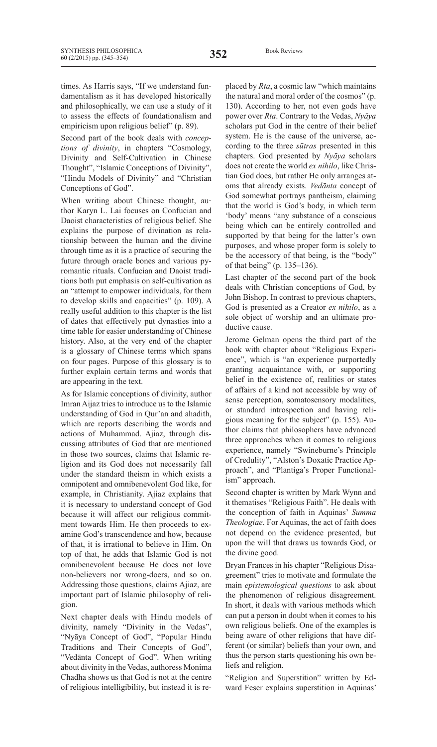times. As Harris says, "If we understand fundamentalism as it has developed historically and philosophically, we can use a study of it to assess the effects of foundationalism and empiricism upon religious belief" (p. 89).

Second part of the book deals with *conceptions of divinity*, in chapters "Cosmology, Divinity and Self-Cultivation in Chinese Thought", "Islamic Conceptions of Divinity", "Hindu Models of Divinity" and "Christian Conceptions of God".

When writing about Chinese thought, author Karyn L. Lai focuses on Confucian and Daoist characteristics of religious belief. She explains the purpose of divination as relationship between the human and the divine through time as it is a practice of securing the future through oracle bones and various pyromantic rituals. Confucian and Daoist traditions both put emphasis on self-cultivation as an "attempt to empower individuals, for them to develop skills and capacities" (p. 109). A really useful addition to this chapter is the list of dates that effectively put dynasties into a time table for easier understanding of Chinese history. Also, at the very end of the chapter is a glossary of Chinese terms which spans on four pages. Purpose of this glossary is to further explain certain terms and words that are appearing in the text.

As for Islamic conceptions of divinity, author Imran Aijaz tries to introduce us to the Islamic understanding of God in Qur'an and ahadith, which are reports describing the words and actions of Muhammad. Ajiaz, through discussing attributes of God that are mentioned in those two sources, claims that Islamic religion and its God does not necessarily fall under the standard theism in which exists a omnipotent and omnibenevolent God like, for example, in Christianity. Ajiaz explains that it is necessary to understand concept of God because it will affect our religious commitment towards Him. He then proceeds to examine God's transcendence and how, because of that, it is irrational to believe in Him. On top of that, he adds that Islamic God is not omnibenevolent because He does not love non-believers nor wrong-doers, and so on. Addressing those questions, claims Ajiaz, are important part of Islamic philosophy of religion.

Next chapter deals with Hindu models of divinity, namely "Divinity in the Vedas", "Nyāya Concept of God", "Popular Hindu Traditions and Their Concepts of God", "Vedānta Concept of God". When writing about divinity in the Vedas, authoress Monima Chadha shows us that God is not at the centre of religious intelligibility, but instead it is replaced by *Rta*, a cosmic law "which maintains the natural and moral order of the cosmos" (p. 130). According to her, not even gods have power over *Rta*. Contrary to the Vedas, *Nyāya* scholars put God in the centre of their belief system. He is the cause of the universe, according to the three *sūtras* presented in this chapters. God presented by *Nyāya* scholars does not create the world *ex nihilo*, like Christian God does, but rather He only arranges atoms that already exists. *Vedānta* concept of God somewhat portrays pantheism, claiming that the world is God's body, in which term 'body' means "any substance of a conscious being which can be entirely controlled and supported by that being for the latter's own purposes, and whose proper form is solely to be the accessory of that being, is the "body" of that being" (p. 135–136).

Last chapter of the second part of the book deals with Christian conceptions of God, by John Bishop. In contrast to previous chapters, God is presented as a Creator *ex nihilo*, as a sole object of worship and an ultimate productive cause.

Jerome Gelman opens the third part of the book with chapter about "Religious Experience", which is "an experience purportedly granting acquaintance with, or supporting belief in the existence of, realities or states of affairs of a kind not accessible by way of sense perception, somatosensory modalities, or standard introspection and having religious meaning for the subject" (p. 155). Author claims that philosophers have advanced three approaches when it comes to religious experience, namely "Swineburne's Principle of Credulity", "Alston's Doxatic Practice Approach", and "Plantiga's Proper Functionalism" approach.

Second chapter is written by Mark Wynn and it thematises "Religious Faith". He deals with the conception of faith in Aquinas' *Summa Theologiae*. For Aquinas, the act of faith does not depend on the evidence presented, but upon the will that draws us towards God, or the divine good.

Bryan Frances in his chapter "Religious Disagreement" tries to motivate and formulate the main *epistemological questions* to ask about the phenomenon of religious disagreement. In short, it deals with various methods which can put a person in doubt when it comes to his own religious beliefs. One of the examples is being aware of other religions that have different (or similar) beliefs than your own, and thus the person starts questioning his own beliefs and religion.

"Religion and Superstition" written by Edward Feser explains superstition in Aquinas'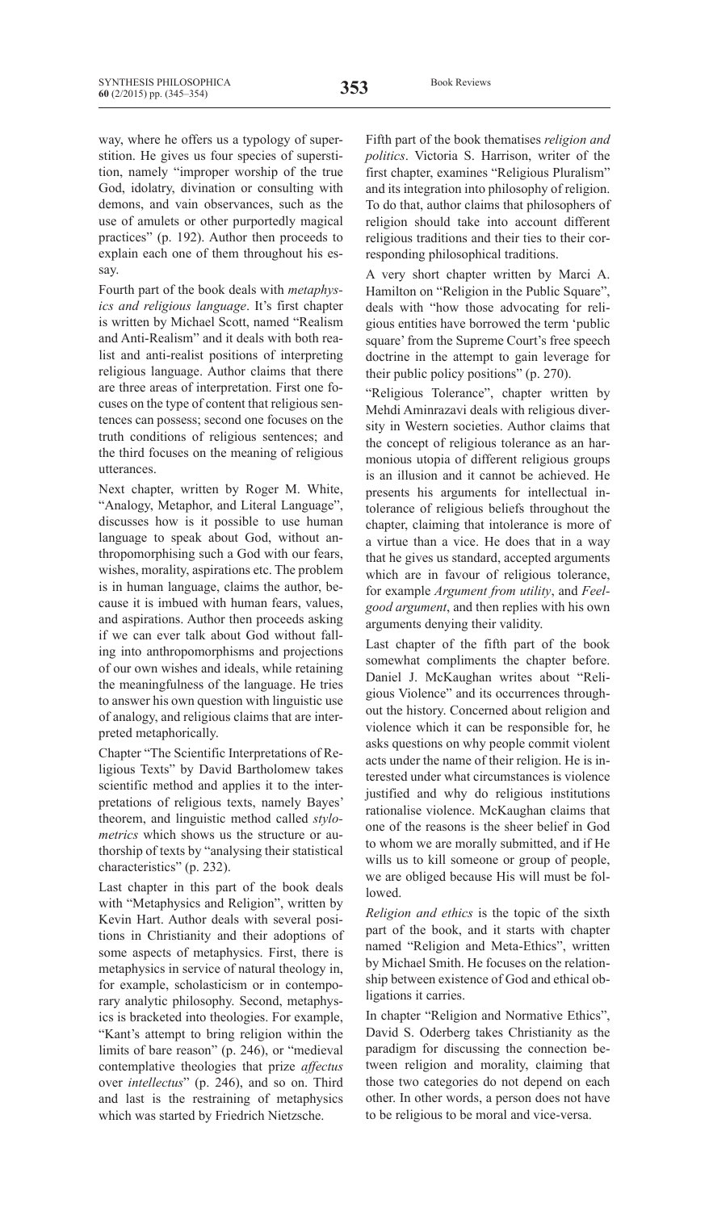way, where he offers us a typology of superstition. He gives us four species of superstition, namely "improper worship of the true God, idolatry, divination or consulting with demons, and vain observances, such as the use of amulets or other purportedly magical practices" (p. 192). Author then proceeds to explain each one of them throughout his essay.

Fourth part of the book deals with *metaphysics and religious language*. It's first chapter is written by Michael Scott, named "Realism and Anti-Realism" and it deals with both realist and anti-realist positions of interpreting religious language. Author claims that there are three areas of interpretation. First one focuses on the type of content that religious sentences can possess; second one focuses on the truth conditions of religious sentences; and the third focuses on the meaning of religious utterances.

Next chapter, written by Roger M. White, "Analogy, Metaphor, and Literal Language", discusses how is it possible to use human language to speak about God, without anthropomorphising such a God with our fears, wishes, morality, aspirations etc. The problem is in human language, claims the author, because it is imbued with human fears, values, and aspirations. Author then proceeds asking if we can ever talk about God without falling into anthropomorphisms and projections of our own wishes and ideals, while retaining the meaningfulness of the language. He tries to answer his own question with linguistic use of analogy, and religious claims that are interpreted metaphorically.

Chapter "The Scientific Interpretations of Religious Texts" by David Bartholomew takes scientific method and applies it to the interpretations of religious texts, namely Bayes' theorem, and linguistic method called *stylometrics* which shows us the structure or authorship of texts by "analysing their statistical characteristics" (p. 232).

Last chapter in this part of the book deals with "Metaphysics and Religion", written by Kevin Hart. Author deals with several positions in Christianity and their adoptions of some aspects of metaphysics. First, there is metaphysics in service of natural theology in, for example, scholasticism or in contemporary analytic philosophy. Second, metaphysics is bracketed into theologies. For example, "Kant's attempt to bring religion within the limits of bare reason" (p. 246), or "medieval contemplative theologies that prize *affectus* over *intellectus*" (p. 246), and so on. Third and last is the restraining of metaphysics which was started by Friedrich Nietzsche.

Fifth part of the book thematises *religion and politics*. Victoria S. Harrison, writer of the first chapter, examines "Religious Pluralism" and its integration into philosophy of religion. To do that, author claims that philosophers of religion should take into account different religious traditions and their ties to their corresponding philosophical traditions.

A very short chapter written by Marci A. Hamilton on "Religion in the Public Square", deals with "how those advocating for religious entities have borrowed the term 'public square' from the Supreme Court's free speech doctrine in the attempt to gain leverage for their public policy positions" (p. 270).

"Religious Tolerance", chapter written by Mehdi Aminrazavi deals with religious diversity in Western societies. Author claims that the concept of religious tolerance as an harmonious utopia of different religious groups is an illusion and it cannot be achieved. He presents his arguments for intellectual intolerance of religious beliefs throughout the chapter, claiming that intolerance is more of a virtue than a vice. He does that in a way that he gives us standard, accepted arguments which are in favour of religious tolerance, for example *Argument from utility*, and *Feel-good argument*, and then replies with his own arguments denying their validity.

Last chapter of the fifth part of the book somewhat compliments the chapter before. Daniel J. McKaughan writes about "Religious Violence" and its occurrences throughout the history. Concerned about religion and violence which it can be responsible for, he asks questions on why people commit violent acts under the name of their religion. He is interested under what circumstances is violence justified and why do religious institutions rationalise violence. McKaughan claims that one of the reasons is the sheer belief in God to whom we are morally submitted, and if He wills us to kill someone or group of people, we are obliged because His will must be followed.

*Religion and ethics* is the topic of the sixth part of the book, and it starts with chapter named "Religion and Meta-Ethics", written by Michael Smith. He focuses on the relationship between existence of God and ethical obligations it carries.

In chapter "Religion and Normative Ethics", David S. Oderberg takes Christianity as the paradigm for discussing the connection between religion and morality, claiming that those two categories do not depend on each other. In other words, a person does not have to be religious to be moral and vice-versa.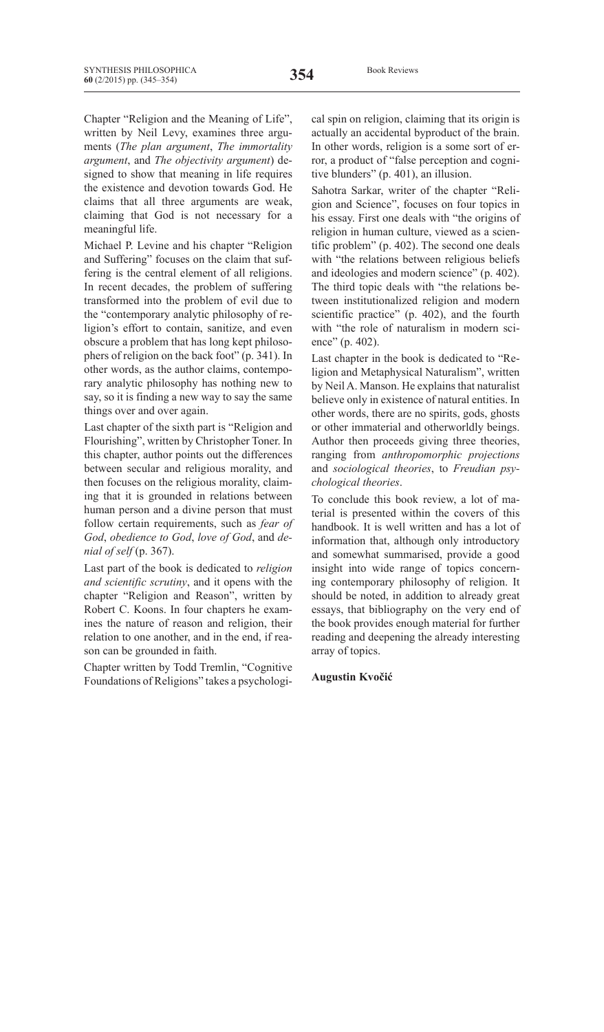Chapter "Religion and the Meaning of Life", written by Neil Levy, examines three arguments (*The plan argument*, *The immortality argument*, and *The objectivity argument*) designed to show that meaning in life requires the existence and devotion towards God. He claims that all three arguments are weak, claiming that God is not necessary for a meaningful life.

Michael P. Levine and his chapter "Religion and Suffering" focuses on the claim that suffering is the central element of all religions. In recent decades, the problem of suffering transformed into the problem of evil due to the "contemporary analytic philosophy of religion's effort to contain, sanitize, and even obscure a problem that has long kept philosophers of religion on the back foot" (p. 341). In other words, as the author claims, contemporary analytic philosophy has nothing new to say, so it is finding a new way to say the same things over and over again.

Last chapter of the sixth part is "Religion and Flourishing", written by Christopher Toner. In this chapter, author points out the differences between secular and religious morality, and then focuses on the religious morality, claiming that it is grounded in relations between human person and a divine person that must follow certain requirements, such as *fear of God*, *obedience to God*, *love of God*, and *denial of self* (p. 367).

Last part of the book is dedicated to *religion and scientific scrutiny*, and it opens with the chapter "Religion and Reason", written by Robert C. Koons. In four chapters he examines the nature of reason and religion, their relation to one another, and in the end, if reason can be grounded in faith.

Chapter written by Todd Tremlin, "Cognitive Foundations of Religions" takes a psychological spin on religion, claiming that its origin is actually an accidental byproduct of the brain. In other words, religion is a some sort of error, a product of "false perception and cognitive blunders" (p. 401), an illusion.

Sahotra Sarkar, writer of the chapter "Religion and Science", focuses on four topics in his essay. First one deals with "the origins of religion in human culture, viewed as a scientific problem" (p. 402). The second one deals with "the relations between religious beliefs and ideologies and modern science" (p. 402). The third topic deals with "the relations between institutionalized religion and modern scientific practice" (p. 402), and the fourth with "the role of naturalism in modern science" (p. 402).

Last chapter in the book is dedicated to "Religion and Metaphysical Naturalism", written by Neil A. Manson. He explains that naturalist believe only in existence of natural entities. In other words, there are no spirits, gods, ghosts or other immaterial and otherworldly beings. Author then proceeds giving three theories, ranging from *anthropomorphic projections* and *sociological theories*, to *Freudian psychological theories*.

To conclude this book review, a lot of material is presented within the covers of this handbook. It is well written and has a lot of information that, although only introductory and somewhat summarised, provide a good insight into wide range of topics concerning contemporary philosophy of religion. It should be noted, in addition to already great essays, that bibliography on the very end of the book provides enough material for further reading and deepening the already interesting array of topics.

**Augustin Kvočić**